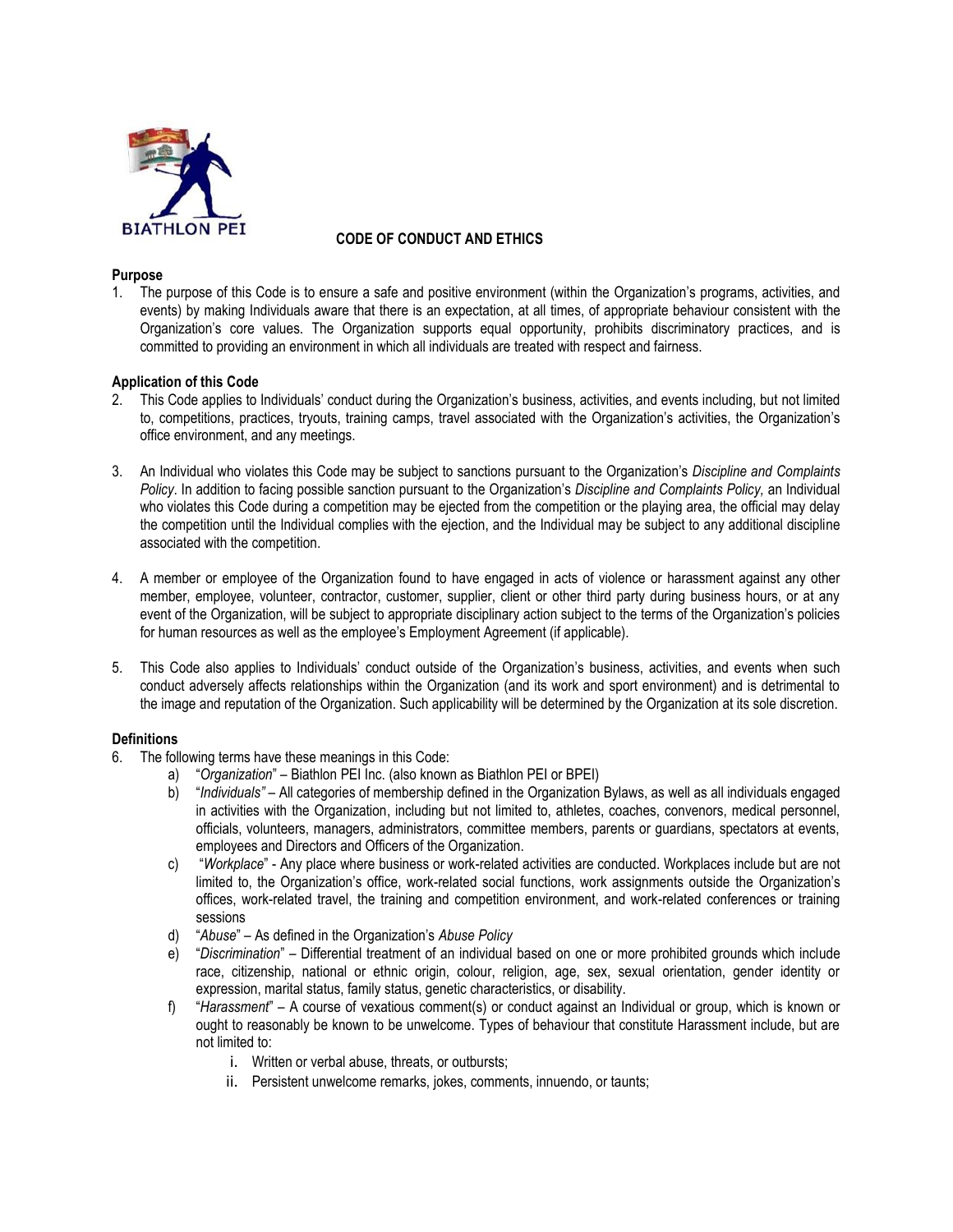BIATHLON PEI

# CODE OF CONDUCT AND ETHICS

**Purpose**

1. The purpose of this Code is to ensure a safe and positive environment (within the Organization's programs, activities, and events) by making Individuals aware that there is an expectation, at all times, of appropriate behaviour consistent with the Organization's core values. The Organization supports equal opportunity, prohibits discriminatory practices, and is committed to providing an environment in which all individuals are treated with respect and fairness.

**Application of this Code**

2. This Code applies to Individuals' conduct during the Organization's business, activities, and events including, but not limited to, competitions, practices, tryouts, training camps, travel associated with the Organization's activities, the Organization's office environment, and any meetings.

3. An Individual who violates this Code may be subject to sanctions pursuant to the Organization's *Discipline and Complaints Policy*. In addition to facing possible sanction pursuant to the Organization's *Discipline and Complaints Policy,* an Individual who violates this Code during a competition may be ejected from the competition or the playing area, the official may delay the competition until the Individual complies with the ejection, and the Individual may be subject to any additional discipline associated with the competition.

4. A member or employee of the Organization found to have engaged in acts of violence or harassment against any other member, employee, volunteer, contractor, customer, supplier, client or other third party during business hours, or at any event of the Organization, will be subject to appropriate disciplinary action subject to the terms of the Organization's policies for human resources as well as the employee's Employment Agreement (if applicable).

5. This Code also applies to Individuals' conduct outside of the Organization's business, activities, and events when such conduct adversely affects relationships within the Organization (and its work and sport environment) and is detrimental to the image and reputation of the Organization. Such applicability will be determined by the Organization at its sole discretion.

**Definitions**

6. The following terms have these meanings in this Code:
   a) "*Organization*" – Biathlon PEI Inc. (also known as Biathlon PEI or BPEI)
   b) "*Individuals"* – All categories of membership defined in the Organization Bylaws, as well as all individuals engaged in activities with the Organization, including but not limited to, athletes, coaches, convenors, medical personnel, officials, volunteers, managers, administrators, committee members, parents or guardians, spectators at events, employees and Directors and Officers of the Organization.
   c) "*Workplace*" - Any place where business or work-related activities are conducted. Workplaces include but are not limited to, the Organization's office, work-related social functions, work assignments outside the Organization's offices, work-related travel, the training and competition environment, and work-related conferences or training sessions
   d) "*Abuse*" – As defined in the Organization's *Abuse Policy*
   e) "*Discrimination*" – Differential treatment of an individual based on one or more prohibited grounds which include race, citizenship, national or ethnic origin, colour, religion, age, sex, sexual orientation, gender identity or expression, marital status, family status, genetic characteristics, or disability.
   f) "*Harassment*" – A course of vexatious comment(s) or conduct against an Individual or group, which is known or ought to reasonably be known to be unwelcome. Types of behaviour that constitute Harassment include, but are not limited to:
      i. Written or verbal abuse, threats, or outbursts;
      ii. Persistent unwelcome remarks, jokes, comments, innuendo, or taunts;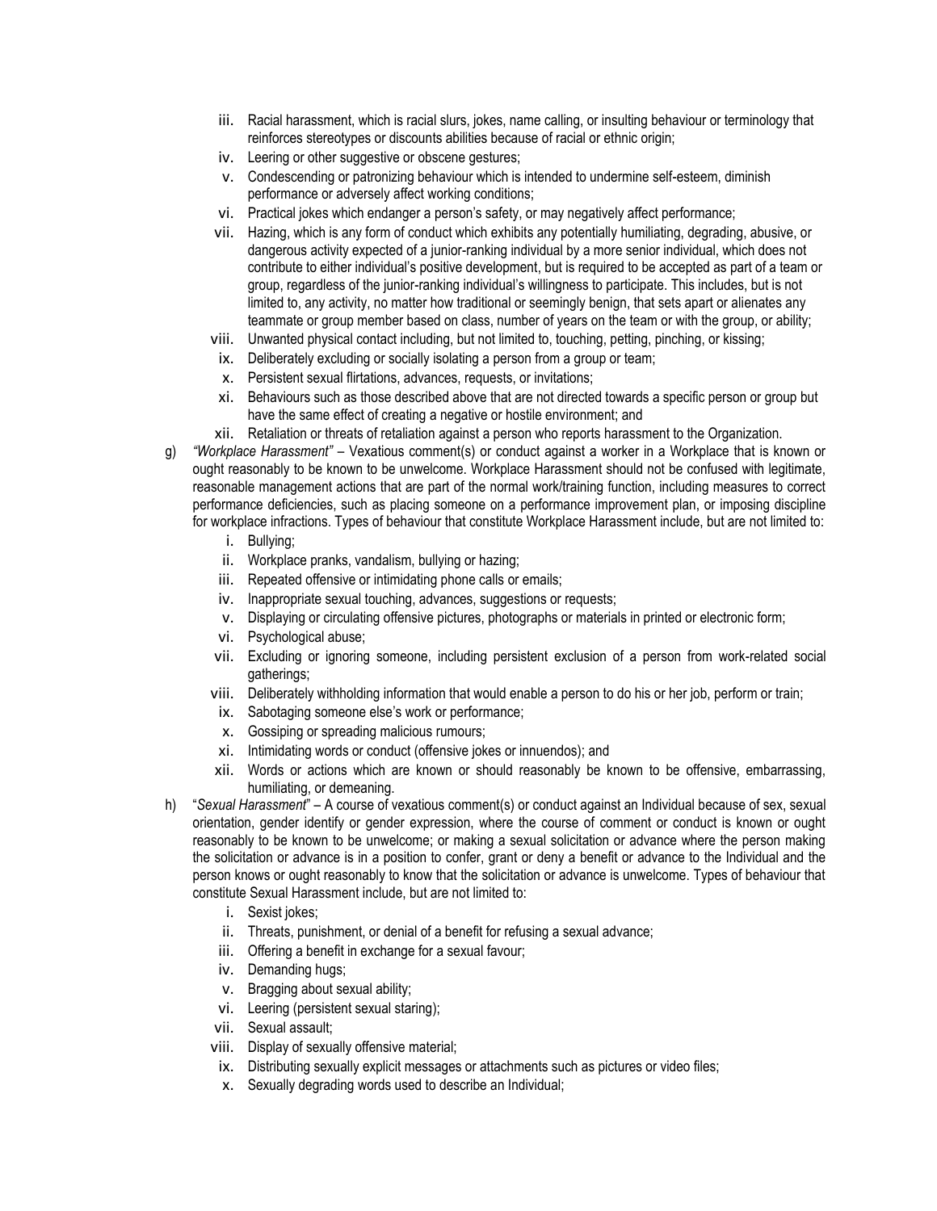iii. Racial harassment, which is racial slurs, jokes, name calling, or insulting behaviour or terminology that reinforces stereotypes or discounts abilities because of racial or ethnic origin;
iv. Leering or other suggestive or obscene gestures;
v. Condescending or patronizing behaviour which is intended to undermine self-esteem, diminish performance or adversely affect working conditions;
vi. Practical jokes which endanger a person's safety, or may negatively affect performance;
vii. Hazing, which is any form of conduct which exhibits any potentially humiliating, degrading, abusive, or dangerous activity expected of a junior-ranking individual by a more senior individual, which does not contribute to either individual's positive development, but is required to be accepted as part of a team or group, regardless of the junior-ranking individual's willingness to participate. This includes, but is not limited to, any activity, no matter how traditional or seemingly benign, that sets apart or alienates any teammate or group member based on class, number of years on the team or with the group, or ability;
viii. Unwanted physical contact including, but not limited to, touching, petting, pinching, or kissing;
ix. Deliberately excluding or socially isolating a person from a group or team;
x. Persistent sexual flirtations, advances, requests, or invitations;
xi. Behaviours such as those described above that are not directed towards a specific person or group but have the same effect of creating a negative or hostile environment; and
xii. Retaliation or threats of retaliation against a person who reports harassment to the Organization.

g) *"Workplace Harassment"* – Vexatious comment(s) or conduct against a worker in a Workplace that is known or ought reasonably to be known to be unwelcome. Workplace Harassment should not be confused with legitimate, reasonable management actions that are part of the normal work/training function, including measures to correct performance deficiencies, such as placing someone on a performance improvement plan, or imposing discipline for workplace infractions. Types of behaviour that constitute Workplace Harassment include, but are not limited to:
i. Bullying;
ii. Workplace pranks, vandalism, bullying or hazing;
iii. Repeated offensive or intimidating phone calls or emails;
iv. Inappropriate sexual touching, advances, suggestions or requests;
v. Displaying or circulating offensive pictures, photographs or materials in printed or electronic form;
vi. Psychological abuse;
vii. Excluding or ignoring someone, including persistent exclusion of a person from work-related social gatherings;
viii. Deliberately withholding information that would enable a person to do his or her job, perform or train;
ix. Sabotaging someone else's work or performance;
x. Gossiping or spreading malicious rumours;
xi. Intimidating words or conduct (offensive jokes or innuendos); and
xii. Words or actions which are known or should reasonably be known to be offensive, embarrassing, humiliating, or demeaning.

h) "*Sexual Harassment*" – A course of vexatious comment(s) or conduct against an Individual because of sex, sexual orientation, gender identify or gender expression, where the course of comment or conduct is known or ought reasonably to be known to be unwelcome; or making a sexual solicitation or advance where the person making the solicitation or advance is in a position to confer, grant or deny a benefit or advance to the Individual and the person knows or ought reasonably to know that the solicitation or advance is unwelcome. Types of behaviour that constitute Sexual Harassment include, but are not limited to:
i. Sexist jokes;
ii. Threats, punishment, or denial of a benefit for refusing a sexual advance;
iii. Offering a benefit in exchange for a sexual favour;
iv. Demanding hugs;
v. Bragging about sexual ability;
vi. Leering (persistent sexual staring);
vii. Sexual assault;
viii. Display of sexually offensive material;
ix. Distributing sexually explicit messages or attachments such as pictures or video files;
x. Sexually degrading words used to describe an Individual;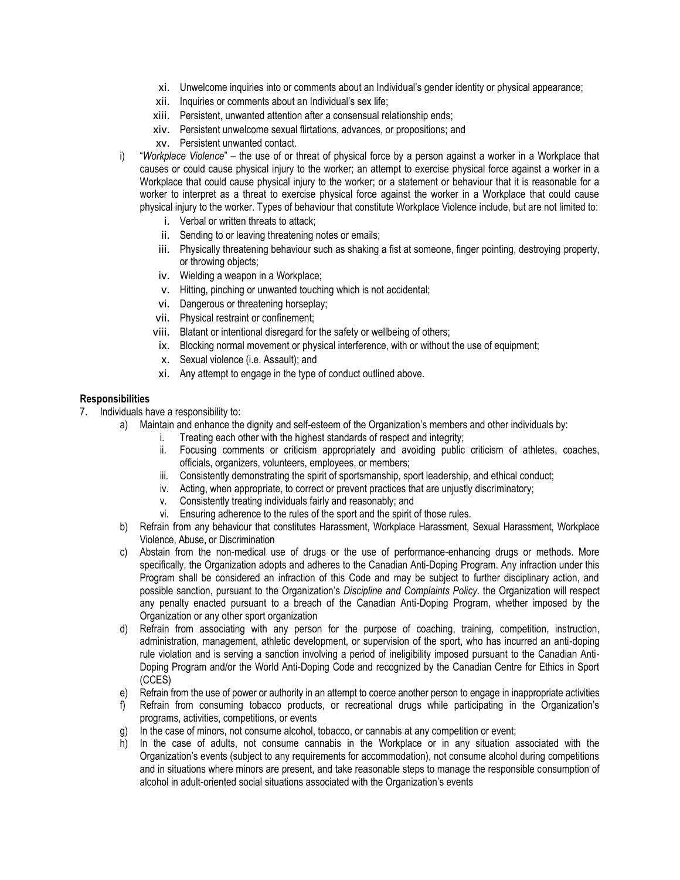- xi. Unwelcome inquiries into or comments about an Individual's gender identity or physical appearance;
  - xii. Inquiries or comments about an Individual's sex life;
  - xiii. Persistent, unwanted attention after a consensual relationship ends;
  - xiv. Persistent unwelcome sexual flirtations, advances, or propositions; and
  - xv. Persistent unwanted contact.

- i) "*Workplace Violence*" – the use of or threat of physical force by a person against a worker in a Workplace that causes or could cause physical injury to the worker; an attempt to exercise physical force against a worker in a Workplace that could cause physical injury to the worker; or a statement or behaviour that it is reasonable for a worker to interpret as a threat to exercise physical force against the worker in a Workplace that could cause physical injury to the worker. Types of behaviour that constitute Workplace Violence include, but are not limited to:
  - i. Verbal or written threats to attack;
  - ii. Sending to or leaving threatening notes or emails;
  - iii. Physically threatening behaviour such as shaking a fist at someone, finger pointing, destroying property, or throwing objects;
  - iv. Wielding a weapon in a Workplace;
  - v. Hitting, pinching or unwanted touching which is not accidental;
  - vi. Dangerous or threatening horseplay;
  - vii. Physical restraint or confinement;
  - viii. Blatant or intentional disregard for the safety or wellbeing of others;
  - ix. Blocking normal movement or physical interference, with or without the use of equipment;
  - x. Sexual violence (i.e. Assault); and
  - xi. Any attempt to engage in the type of conduct outlined above.

**Responsibilities**

7. Individuals have a responsibility to:
   - a) Maintain and enhance the dignity and self-esteem of the Organization's members and other individuals by:
     - i. Treating each other with the highest standards of respect and integrity;
     - ii. Focusing comments or criticism appropriately and avoiding public criticism of athletes, coaches, officials, organizers, volunteers, employees, or members;
     - iii. Consistently demonstrating the spirit of sportsmanship, sport leadership, and ethical conduct;
     - iv. Acting, when appropriate, to correct or prevent practices that are unjustly discriminatory;
     - v. Consistently treating individuals fairly and reasonably; and
     - vi. Ensuring adherence to the rules of the sport and the spirit of those rules.
   - b) Refrain from any behaviour that constitutes Harassment, Workplace Harassment, Sexual Harassment, Workplace Violence, Abuse, or Discrimination
   - c) Abstain from the non-medical use of drugs or the use of performance-enhancing drugs or methods. More specifically, the Organization adopts and adheres to the Canadian Anti-Doping Program. Any infraction under this Program shall be considered an infraction of this Code and may be subject to further disciplinary action, and possible sanction, pursuant to the Organization's *Discipline and Complaints Policy*. the Organization will respect any penalty enacted pursuant to a breach of the Canadian Anti-Doping Program, whether imposed by the Organization or any other sport organization
   - d) Refrain from associating with any person for the purpose of coaching, training, competition, instruction, administration, management, athletic development, or supervision of the sport, who has incurred an anti-doping rule violation and is serving a sanction involving a period of ineligibility imposed pursuant to the Canadian Anti-Doping Program and/or the World Anti-Doping Code and recognized by the Canadian Centre for Ethics in Sport (CCES)
   - e) Refrain from the use of power or authority in an attempt to coerce another person to engage in inappropriate activities
   - f) Refrain from consuming tobacco products, or recreational drugs while participating in the Organization's programs, activities, competitions, or events
   - g) In the case of minors, not consume alcohol, tobacco, or cannabis at any competition or event;
   - h) In the case of adults, not consume cannabis in the Workplace or in any situation associated with the Organization's events (subject to any requirements for accommodation), not consume alcohol during competitions and in situations where minors are present, and take reasonable steps to manage the responsible consumption of alcohol in adult-oriented social situations associated with the Organization's events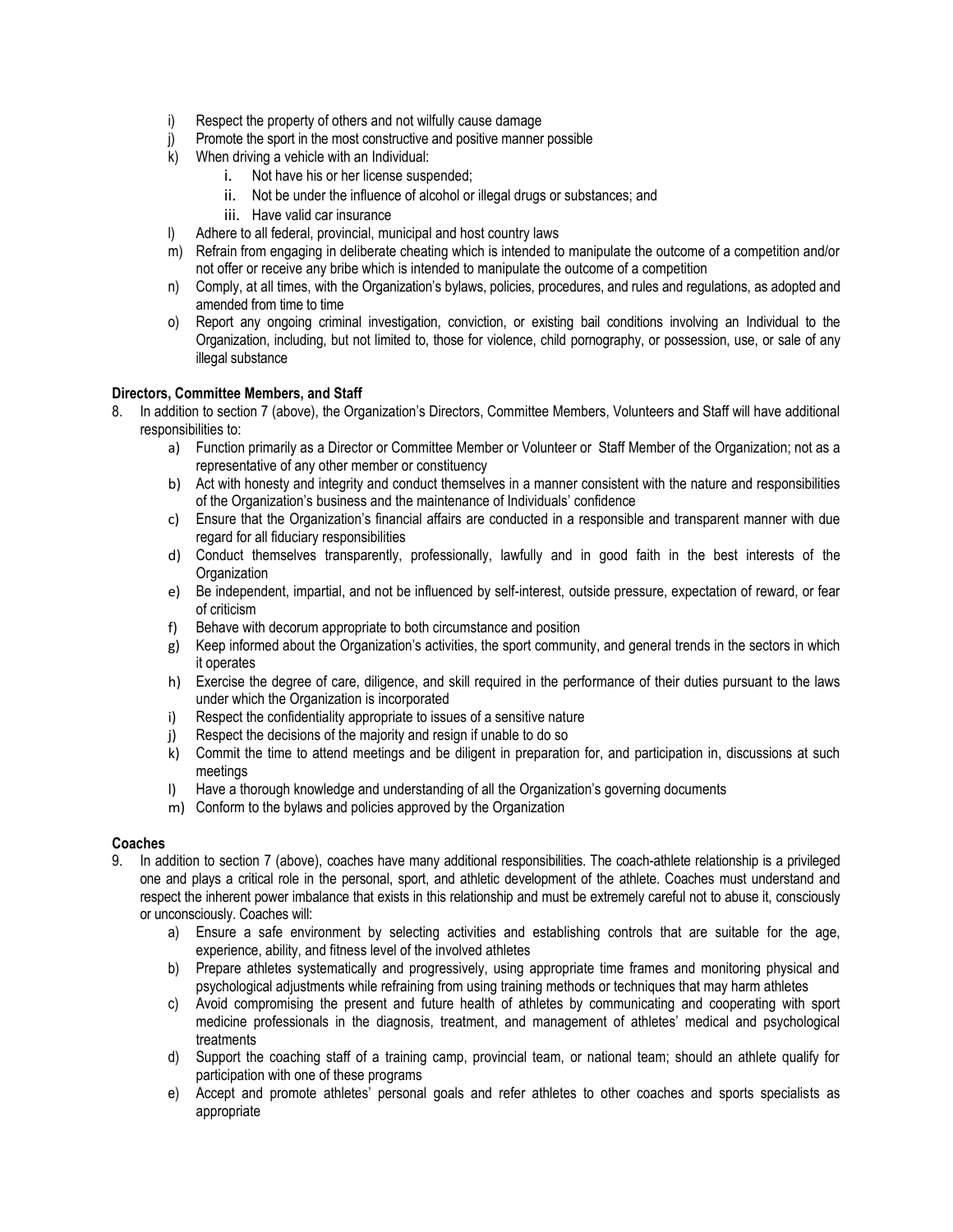i) Respect the property of others and not wilfully cause damage
j) Promote the sport in the most constructive and positive manner possible
k) When driving a vehicle with an Individual:
    i. Not have his or her license suspended;
    ii. Not be under the influence of alcohol or illegal drugs or substances; and
    iii. Have valid car insurance
l) Adhere to all federal, provincial, municipal and host country laws
m) Refrain from engaging in deliberate cheating which is intended to manipulate the outcome of a competition and/or not offer or receive any bribe which is intended to manipulate the outcome of a competition
n) Comply, at all times, with the Organization's bylaws, policies, procedures, and rules and regulations, as adopted and amended from time to time
o) Report any ongoing criminal investigation, conviction, or existing bail conditions involving an Individual to the Organization, including, but not limited to, those for violence, child pornography, or possession, use, or sale of any illegal substance

**Directors, Committee Members, and Staff**

8. In addition to section 7 (above), the Organization's Directors, Committee Members, Volunteers and Staff will have additional responsibilities to:
    a) Function primarily as a Director or Committee Member or Volunteer or Staff Member of the Organization; not as a representative of any other member or constituency
    b) Act with honesty and integrity and conduct themselves in a manner consistent with the nature and responsibilities of the Organization's business and the maintenance of Individuals' confidence
    c) Ensure that the Organization's financial affairs are conducted in a responsible and transparent manner with due regard for all fiduciary responsibilities
    d) Conduct themselves transparently, professionally, lawfully and in good faith in the best interests of the Organization
    e) Be independent, impartial, and not be influenced by self-interest, outside pressure, expectation of reward, or fear of criticism
    f) Behave with decorum appropriate to both circumstance and position
    g) Keep informed about the Organization's activities, the sport community, and general trends in the sectors in which it operates
    h) Exercise the degree of care, diligence, and skill required in the performance of their duties pursuant to the laws under which the Organization is incorporated
    i) Respect the confidentiality appropriate to issues of a sensitive nature
    j) Respect the decisions of the majority and resign if unable to do so
    k) Commit the time to attend meetings and be diligent in preparation for, and participation in, discussions at such meetings
    l) Have a thorough knowledge and understanding of all the Organization's governing documents
    m) Conform to the bylaws and policies approved by the Organization

**Coaches**

9. In addition to section 7 (above), coaches have many additional responsibilities. The coach-athlete relationship is a privileged one and plays a critical role in the personal, sport, and athletic development of the athlete. Coaches must understand and respect the inherent power imbalance that exists in this relationship and must be extremely careful not to abuse it, consciously or unconsciously. Coaches will:
    a) Ensure a safe environment by selecting activities and establishing controls that are suitable for the age, experience, ability, and fitness level of the involved athletes
    b) Prepare athletes systematically and progressively, using appropriate time frames and monitoring physical and psychological adjustments while refraining from using training methods or techniques that may harm athletes
    c) Avoid compromising the present and future health of athletes by communicating and cooperating with sport medicine professionals in the diagnosis, treatment, and management of athletes' medical and psychological treatments
    d) Support the coaching staff of a training camp, provincial team, or national team; should an athlete qualify for participation with one of these programs
    e) Accept and promote athletes' personal goals and refer athletes to other coaches and sports specialists as appropriate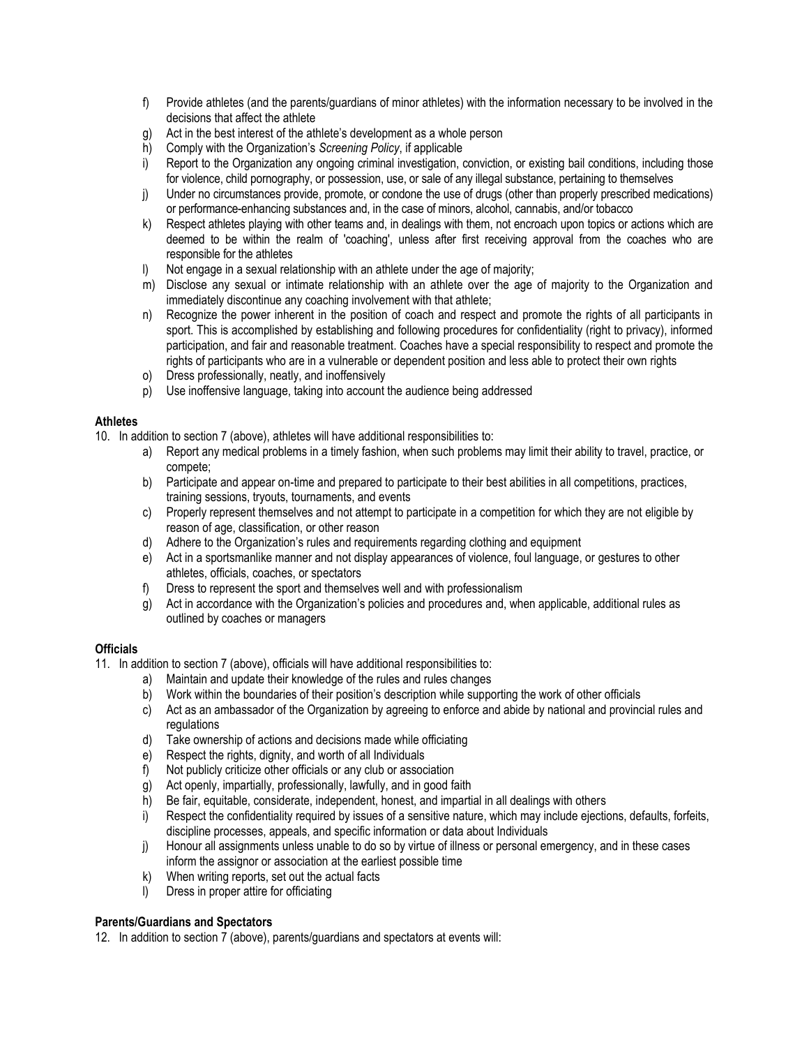f) Provide athletes (and the parents/guardians of minor athletes) with the information necessary to be involved in the decisions that affect the athlete
g) Act in the best interest of the athlete's development as a whole person
h) Comply with the Organization's *Screening Policy*, if applicable
i) Report to the Organization any ongoing criminal investigation, conviction, or existing bail conditions, including those for violence, child pornography, or possession, use, or sale of any illegal substance, pertaining to themselves
j) Under no circumstances provide, promote, or condone the use of drugs (other than properly prescribed medications) or performance-enhancing substances and, in the case of minors, alcohol, cannabis, and/or tobacco
k) Respect athletes playing with other teams and, in dealings with them, not encroach upon topics or actions which are deemed to be within the realm of 'coaching', unless after first receiving approval from the coaches who are responsible for the athletes
l) Not engage in a sexual relationship with an athlete under the age of majority;
m) Disclose any sexual or intimate relationship with an athlete over the age of majority to the Organization and immediately discontinue any coaching involvement with that athlete;
n) Recognize the power inherent in the position of coach and respect and promote the rights of all participants in sport. This is accomplished by establishing and following procedures for confidentiality (right to privacy), informed participation, and fair and reasonable treatment. Coaches have a special responsibility to respect and promote the rights of participants who are in a vulnerable or dependent position and less able to protect their own rights
o) Dress professionally, neatly, and inoffensively
p) Use inoffensive language, taking into account the audience being addressed

**Athletes**

10. In addition to section 7 (above), athletes will have additional responsibilities to:
    a) Report any medical problems in a timely fashion, when such problems may limit their ability to travel, practice, or compete;
    b) Participate and appear on-time and prepared to participate to their best abilities in all competitions, practices, training sessions, tryouts, tournaments, and events
    c) Properly represent themselves and not attempt to participate in a competition for which they are not eligible by reason of age, classification, or other reason
    d) Adhere to the Organization's rules and requirements regarding clothing and equipment
    e) Act in a sportsmanlike manner and not display appearances of violence, foul language, or gestures to other athletes, officials, coaches, or spectators
    f) Dress to represent the sport and themselves well and with professionalism
    g) Act in accordance with the Organization's policies and procedures and, when applicable, additional rules as outlined by coaches or managers

**Officials**

11. In addition to section 7 (above), officials will have additional responsibilities to:
    a) Maintain and update their knowledge of the rules and rules changes
    b) Work within the boundaries of their position's description while supporting the work of other officials
    c) Act as an ambassador of the Organization by agreeing to enforce and abide by national and provincial rules and regulations
    d) Take ownership of actions and decisions made while officiating
    e) Respect the rights, dignity, and worth of all Individuals
    f) Not publicly criticize other officials or any club or association
    g) Act openly, impartially, professionally, lawfully, and in good faith
    h) Be fair, equitable, considerate, independent, honest, and impartial in all dealings with others
    i) Respect the confidentiality required by issues of a sensitive nature, which may include ejections, defaults, forfeits, discipline processes, appeals, and specific information or data about Individuals
    j) Honour all assignments unless unable to do so by virtue of illness or personal emergency, and in these cases inform the assignor or association at the earliest possible time
    k) When writing reports, set out the actual facts
    l) Dress in proper attire for officiating

**Parents/Guardians and Spectators**

12. In addition to section 7 (above), parents/guardians and spectators at events will: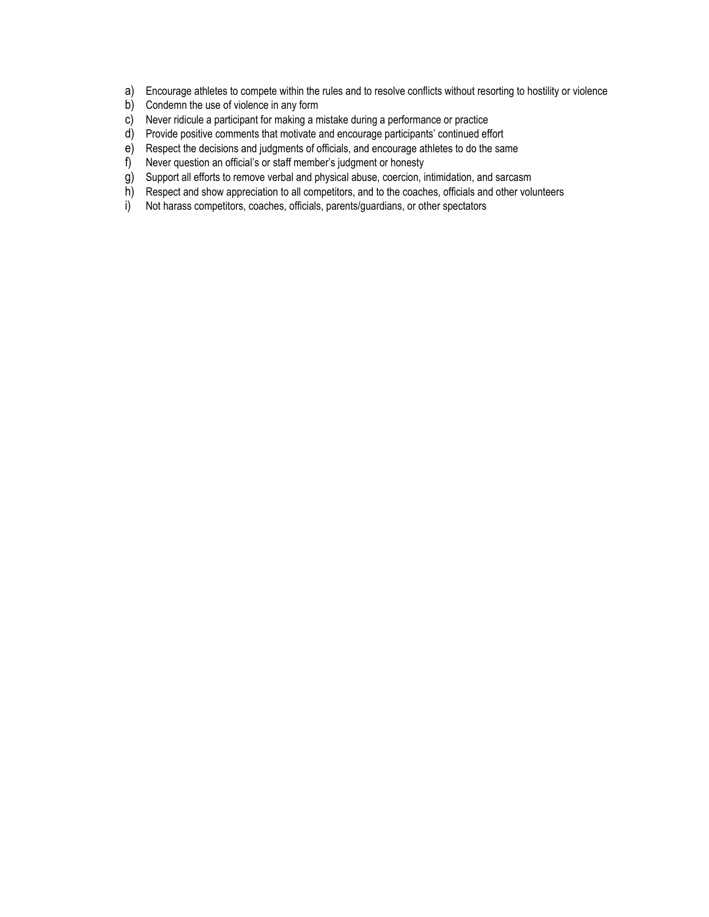a) Encourage athletes to compete within the rules and to resolve conflicts without resorting to hostility or violence
b) Condemn the use of violence in any form
c) Never ridicule a participant for making a mistake during a performance or practice
d) Provide positive comments that motivate and encourage participants' continued effort
e) Respect the decisions and judgments of officials, and encourage athletes to do the same
f) Never question an official's or staff member's judgment or honesty
g) Support all efforts to remove verbal and physical abuse, coercion, intimidation, and sarcasm
h) Respect and show appreciation to all competitors, and to the coaches, officials and other volunteers
i) Not harass competitors, coaches, officials, parents/guardians, or other spectators